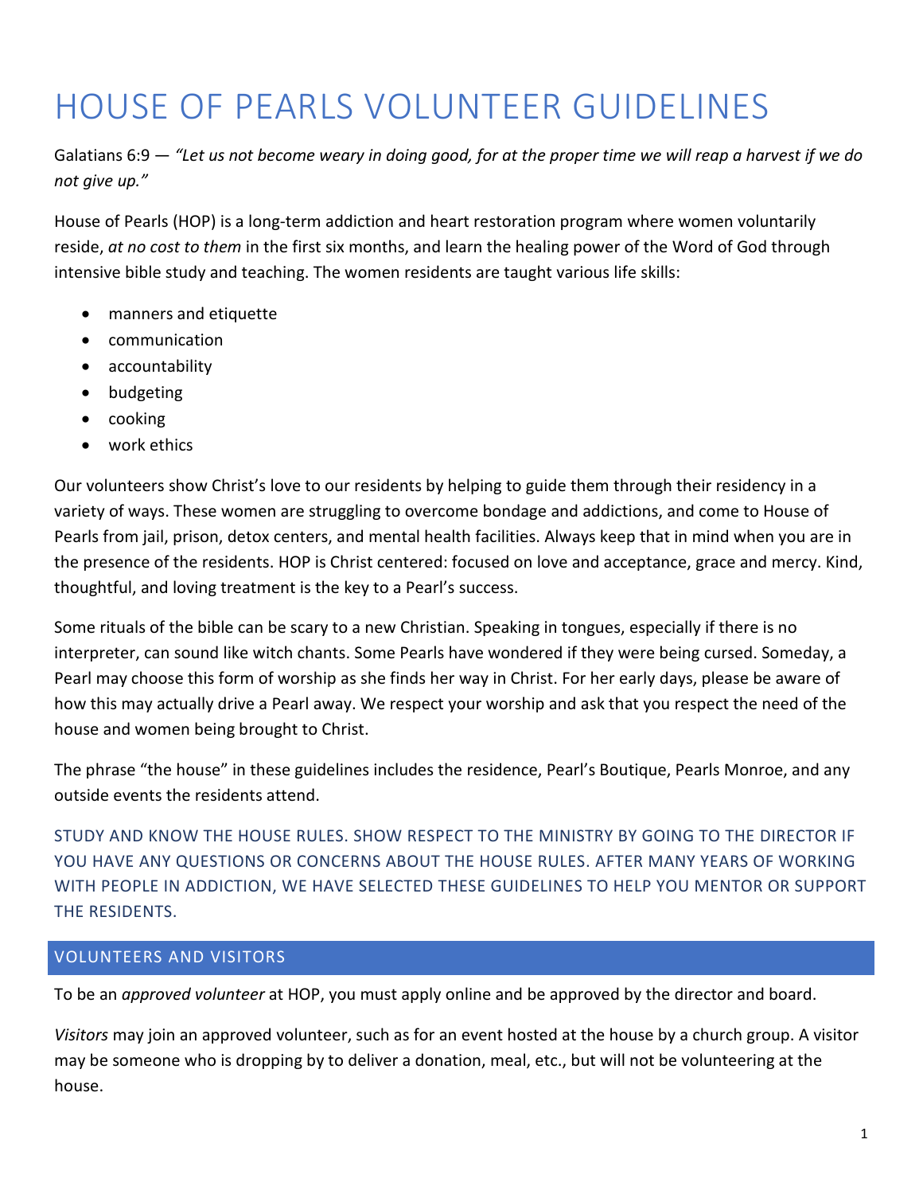# HOUSE OF PEARLS VOLUNTEER GUIDELINES

Galatians 6:9 — *"Let us not become weary in doing good, for at the proper time we will reap a harvest if we do not give up."*

House of Pearls (HOP) is a long-term addiction and heart restoration program where women voluntarily reside, *at no cost to them* in the first six months, and learn the healing power of the Word of God through intensive bible study and teaching. The women residents are taught various life skills:

- manners and etiquette
- communication
- accountability
- budgeting
- cooking
- work ethics

Our volunteers show Christ's love to our residents by helping to guide them through their residency in a variety of ways. These women are struggling to overcome bondage and addictions, and come to House of Pearls from jail, prison, detox centers, and mental health facilities. Always keep that in mind when you are in the presence of the residents. HOP is Christ centered: focused on love and acceptance, grace and mercy. Kind, thoughtful, and loving treatment is the key to a Pearl's success.

Some rituals of the bible can be scary to a new Christian. Speaking in tongues, especially if there is no interpreter, can sound like witch chants. Some Pearls have wondered if they were being cursed. Someday, a Pearl may choose this form of worship as she finds her way in Christ. For her early days, please be aware of how this may actually drive a Pearl away. We respect your worship and ask that you respect the need of the house and women being brought to Christ.

The phrase "the house" in these guidelines includes the residence, Pearl's Boutique, Pearls Monroe, and any outside events the residents attend.

STUDY AND KNOW THE HOUSE RULES. SHOW RESPECT TO THE MINISTRY BY GOING TO THE DIRECTOR IF YOU HAVE ANY QUESTIONS OR CONCERNS ABOUT THE HOUSE RULES. AFTER MANY YEARS OF WORKING WITH PEOPLE IN ADDICTION, WE HAVE SELECTED THESE GUIDELINES TO HELP YOU MENTOR OR SUPPORT THE RESIDENTS.

## VOLUNTEERS AND VISITORS

To be an *approved volunteer* at HOP, you must apply online and be approved by the director and board.

*Visitors* may join an approved volunteer, such as for an event hosted at the house by a church group. A visitor may be someone who is dropping by to deliver a donation, meal, etc., but will not be volunteering at the house.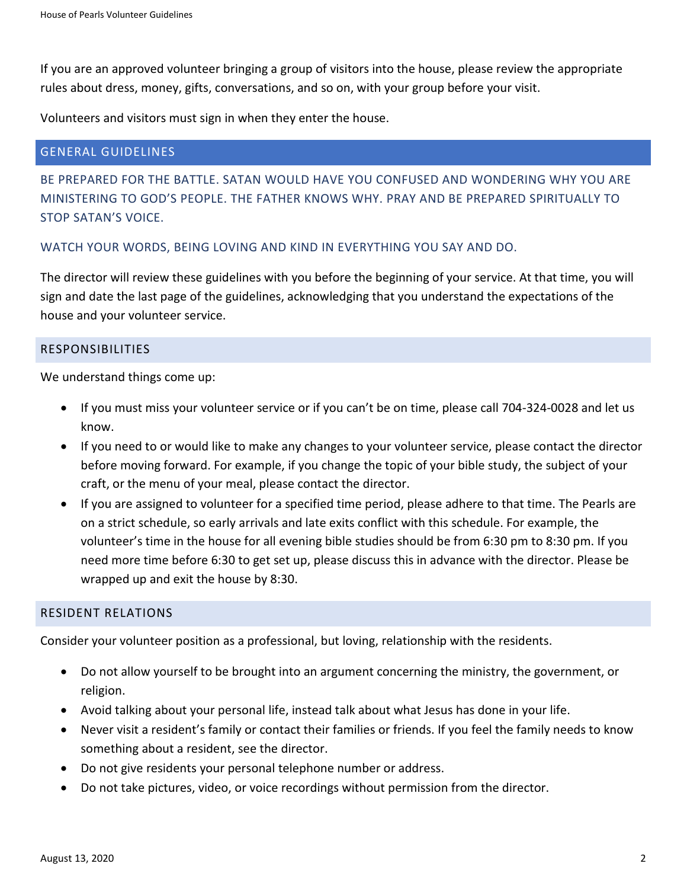If you are an approved volunteer bringing a group of visitors into the house, please review the appropriate rules about dress, money, gifts, conversations, and so on, with your group before your visit.

Volunteers and visitors must sign in when they enter the house.

## GENERAL GUIDELINES

BE PREPARED FOR THE BATTLE. SATAN WOULD HAVE YOU CONFUSED AND WONDERING WHY YOU ARE MINISTERING TO GOD'S PEOPLE. THE FATHER KNOWS WHY. PRAY AND BE PREPARED SPIRITUALLY TO STOP SATAN'S VOICE.

WATCH YOUR WORDS, BEING LOVING AND KIND IN EVERYTHING YOU SAY AND DO.

The director will review these guidelines with you before the beginning of your service. At that time, you will sign and date the last page of the guidelines, acknowledging that you understand the expectations of the house and your volunteer service.

### RESPONSIBILITIES

We understand things come up:

- If you must miss your volunteer service or if you can't be on time, please call 704-324-0028 and let us know.
- If you need to or would like to make any changes to your volunteer service, please contact the director before moving forward. For example, if you change the topic of your bible study, the subject of your craft, or the menu of your meal, please contact the director.
- If you are assigned to volunteer for a specified time period, please adhere to that time. The Pearls are on a strict schedule, so early arrivals and late exits conflict with this schedule. For example, the volunteer's time in the house for all evening bible studies should be from 6:30 pm to 8:30 pm. If you need more time before 6:30 to get set up, please discuss this in advance with the director. Please be wrapped up and exit the house by 8:30.

### RESIDENT RELATIONS

Consider your volunteer position as a professional, but loving, relationship with the residents.

- Do not allow yourself to be brought into an argument concerning the ministry, the government, or religion.
- Avoid talking about your personal life, instead talk about what Jesus has done in your life.
- Never visit a resident's family or contact their families or friends. If you feel the family needs to know something about a resident, see the director.
- Do not give residents your personal telephone number or address.
- Do not take pictures, video, or voice recordings without permission from the director.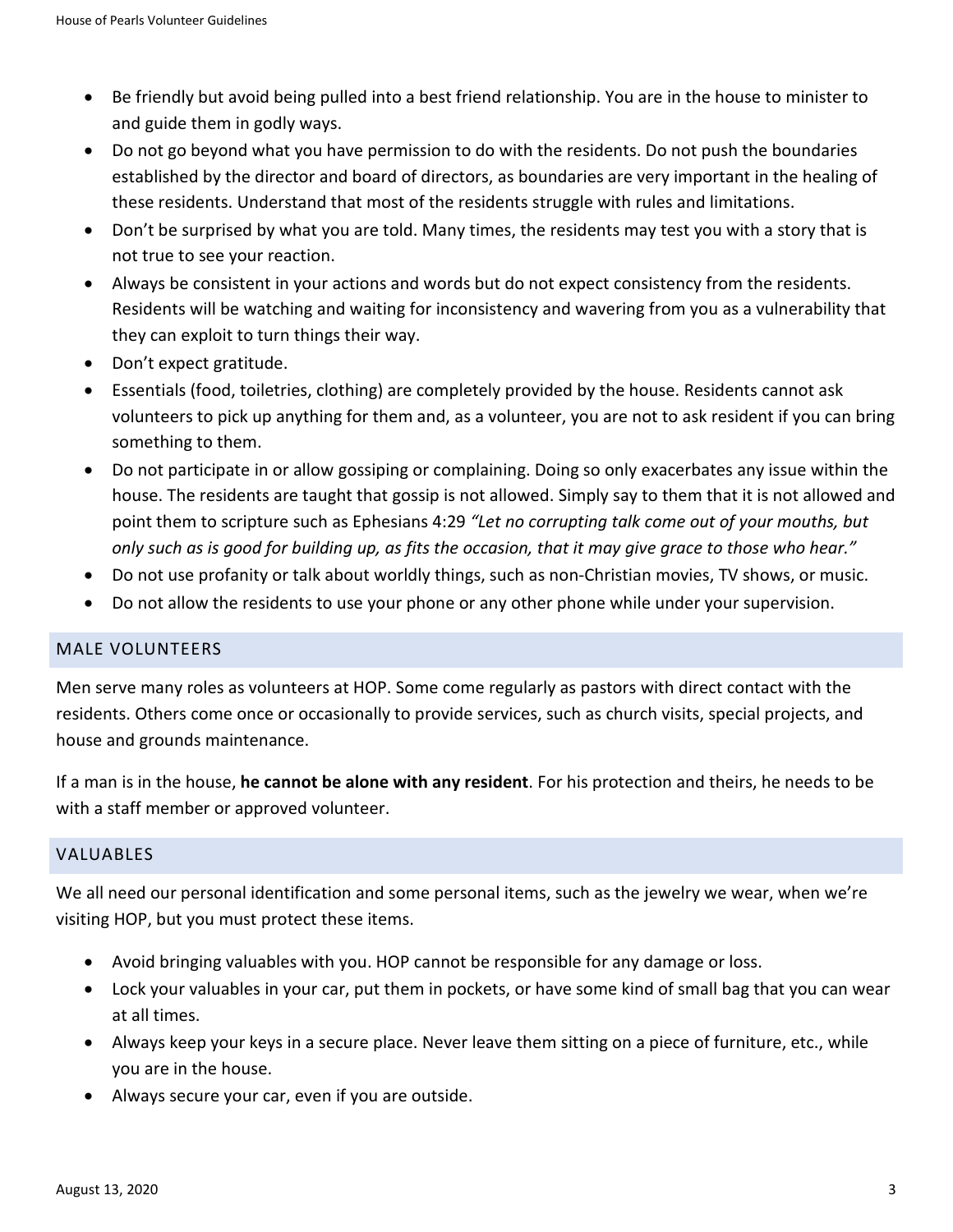- Be friendly but avoid being pulled into a best friend relationship. You are in the house to minister to and guide them in godly ways.
- Do not go beyond what you have permission to do with the residents. Do not push the boundaries established by the director and board of directors, as boundaries are very important in the healing of these residents. Understand that most of the residents struggle with rules and limitations.
- Don't be surprised by what you are told. Many times, the residents may test you with a story that is not true to see your reaction.
- Always be consistent in your actions and words but do not expect consistency from the residents. Residents will be watching and waiting for inconsistency and wavering from you as a vulnerability that they can exploit to turn things their way.
- Don't expect gratitude.
- Essentials (food, toiletries, clothing) are completely provided by the house. Residents cannot ask volunteers to pick up anything for them and, as a volunteer, you are not to ask resident if you can bring something to them.
- Do not participate in or allow gossiping or complaining. Doing so only exacerbates any issue within the house. The residents are taught that gossip is not allowed. Simply say to them that it is not allowed and point them to scripture such as Ephesians 4:29 *"Let no corrupting talk come out of your mouths, but only such as is good for building up, as fits the occasion, that it may give grace to those who hear."*
- Do not use profanity or talk about worldly things, such as non-Christian movies, TV shows, or music.
- Do not allow the residents to use your phone or any other phone while under your supervision.

## MALE VOLUNTEERS

Men serve many roles as volunteers at HOP. Some come regularly as pastors with direct contact with the residents. Others come once or occasionally to provide services, such as church visits, special projects, and house and grounds maintenance.

If a man is in the house, **he cannot be alone with any resident**. For his protection and theirs, he needs to be with a staff member or approved volunteer.

## VALUABLES

We all need our personal identification and some personal items, such as the jewelry we wear, when we're visiting HOP, but you must protect these items.

- Avoid bringing valuables with you. HOP cannot be responsible for any damage or loss.
- Lock your valuables in your car, put them in pockets, or have some kind of small bag that you can wear at all times.
- Always keep your keys in a secure place. Never leave them sitting on a piece of furniture, etc., while you are in the house.
- Always secure your car, even if you are outside.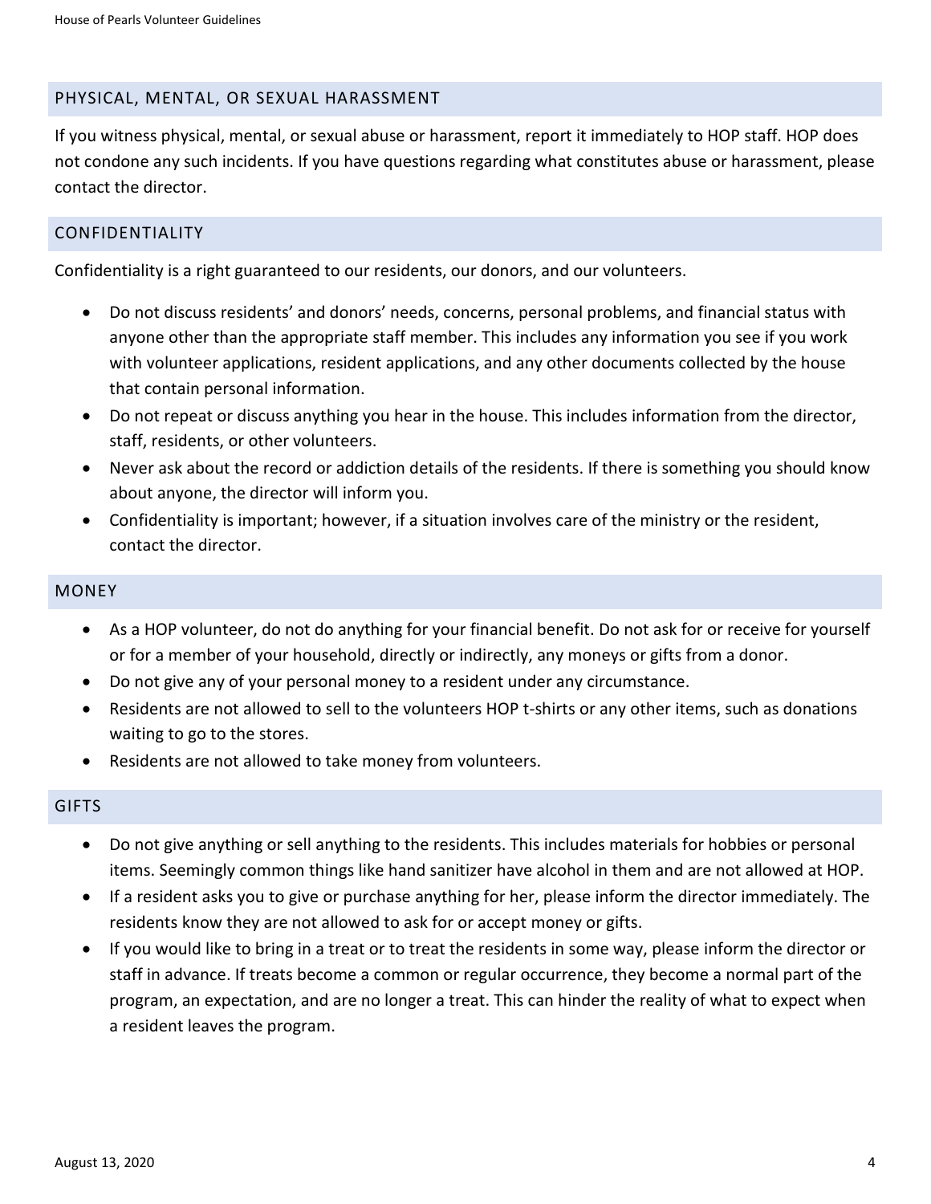## PHYSICAL, MENTAL, OR SEXUAL HARASSMENT

If you witness physical, mental, or sexual abuse or harassment, report it immediately to HOP staff. HOP does not condone any such incidents. If you have questions regarding what constitutes abuse or harassment, please contact the director.

## CONFIDENTIALITY

Confidentiality is a right guaranteed to our residents, our donors, and our volunteers.

- Do not discuss residents' and donors' needs, concerns, personal problems, and financial status with anyone other than the appropriate staff member. This includes any information you see if you work with volunteer applications, resident applications, and any other documents collected by the house that contain personal information.
- Do not repeat or discuss anything you hear in the house. This includes information from the director, staff, residents, or other volunteers.
- Never ask about the record or addiction details of the residents. If there is something you should know about anyone, the director will inform you.
- Confidentiality is important; however, if a situation involves care of the ministry or the resident, contact the director.

## MONEY

- As a HOP volunteer, do not do anything for your financial benefit. Do not ask for or receive for yourself or for a member of your household, directly or indirectly, any moneys or gifts from a donor.
- Do not give any of your personal money to a resident under any circumstance.
- Residents are not allowed to sell to the volunteers HOP t-shirts or any other items, such as donations waiting to go to the stores.
- Residents are not allowed to take money from volunteers.

## GIFTS

- Do not give anything or sell anything to the residents. This includes materials for hobbies or personal items. Seemingly common things like hand sanitizer have alcohol in them and are not allowed at HOP.
- If a resident asks you to give or purchase anything for her, please inform the director immediately. The residents know they are not allowed to ask for or accept money or gifts.
- If you would like to bring in a treat or to treat the residents in some way, please inform the director or staff in advance. If treats become a common or regular occurrence, they become a normal part of the program, an expectation, and are no longer a treat. This can hinder the reality of what to expect when a resident leaves the program.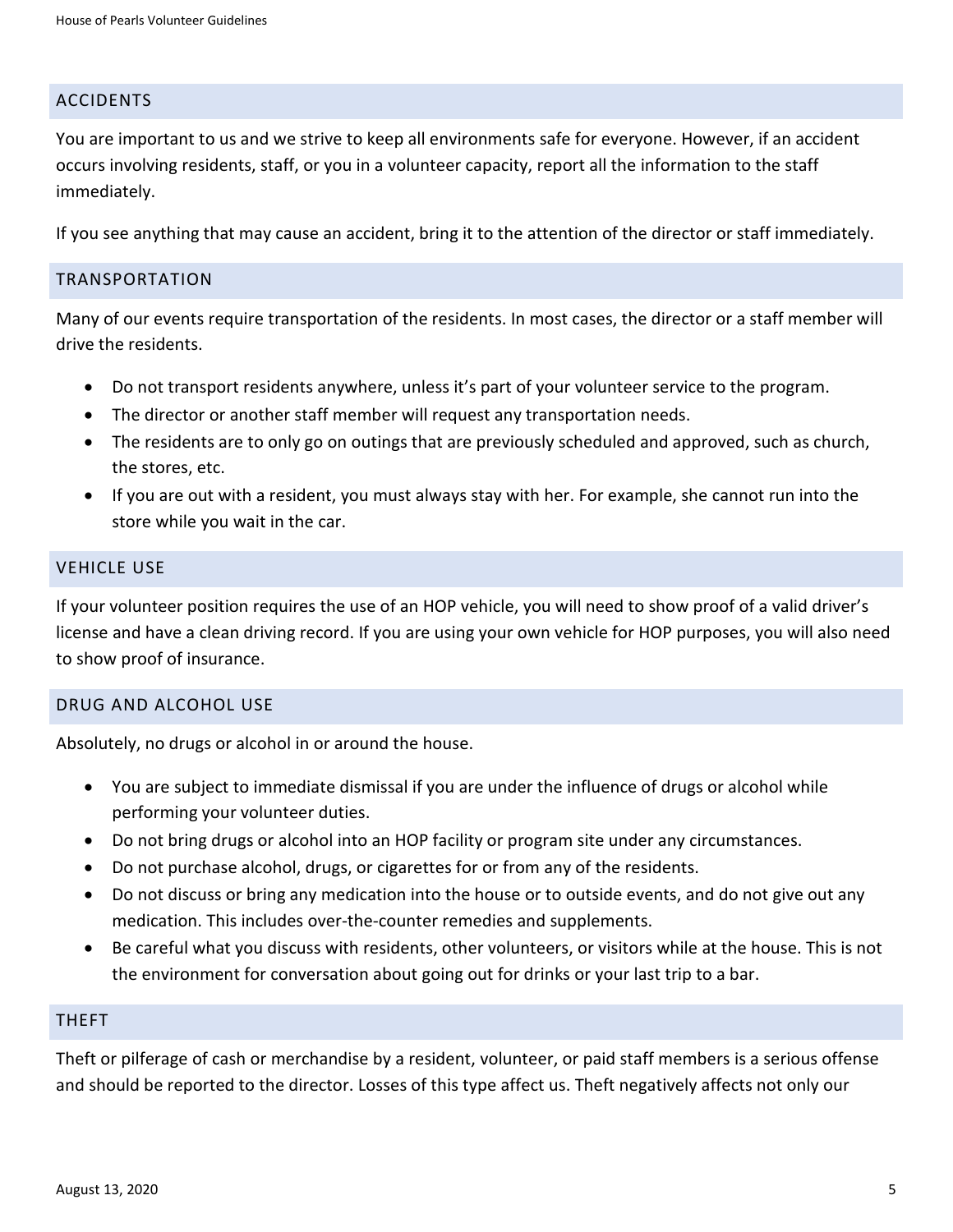## ACCIDENTS

You are important to us and we strive to keep all environments safe for everyone. However, if an accident occurs involving residents, staff, or you in a volunteer capacity, report all the information to the staff immediately.

If you see anything that may cause an accident, bring it to the attention of the director or staff immediately.

## TRANSPORTATION

Many of our events require transportation of the residents. In most cases, the director or a staff member will drive the residents.

- Do not transport residents anywhere, unless it's part of your volunteer service to the program.
- The director or another staff member will request any transportation needs.
- The residents are to only go on outings that are previously scheduled and approved, such as church, the stores, etc.
- If you are out with a resident, you must always stay with her. For example, she cannot run into the store while you wait in the car.

## VEHICLE USE

If your volunteer position requires the use of an HOP vehicle, you will need to show proof of a valid driver's license and have a clean driving record. If you are using your own vehicle for HOP purposes, you will also need to show proof of insurance.

## DRUG AND ALCOHOL USE

Absolutely, no drugs or alcohol in or around the house.

- You are subject to immediate dismissal if you are under the influence of drugs or alcohol while performing your volunteer duties.
- Do not bring drugs or alcohol into an HOP facility or program site under any circumstances.
- Do not purchase alcohol, drugs, or cigarettes for or from any of the residents.
- Do not discuss or bring any medication into the house or to outside events, and do not give out any medication. This includes over-the-counter remedies and supplements.
- Be careful what you discuss with residents, other volunteers, or visitors while at the house. This is not the environment for conversation about going out for drinks or your last trip to a bar.

## THEFT

Theft or pilferage of cash or merchandise by a resident, volunteer, or paid staff members is a serious offense and should be reported to the director. Losses of this type affect us. Theft negatively affects not only our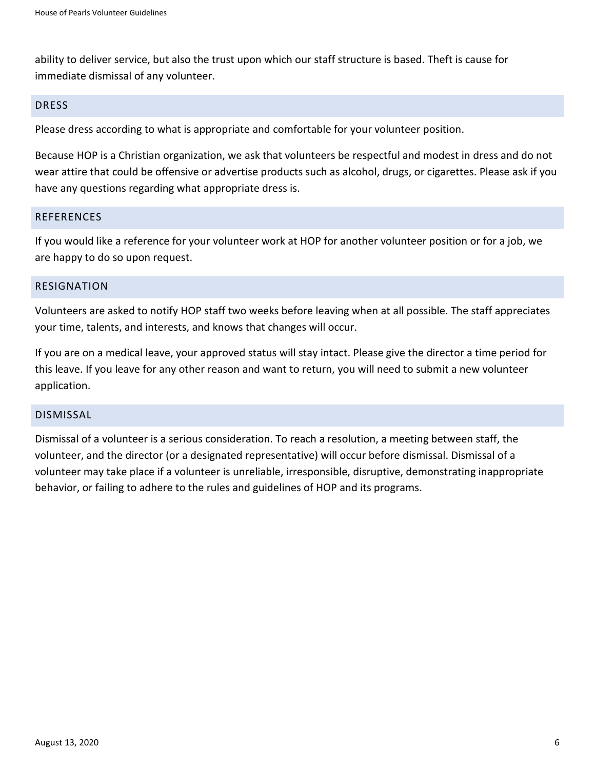ability to deliver service, but also the trust upon which our staff structure is based. Theft is cause for immediate dismissal of any volunteer.

## DRESS

Please dress according to what is appropriate and comfortable for your volunteer position.

Because HOP is a Christian organization, we ask that volunteers be respectful and modest in dress and do not wear attire that could be offensive or advertise products such as alcohol, drugs, or cigarettes. Please ask if you have any questions regarding what appropriate dress is.

## REFERENCES

If you would like a reference for your volunteer work at HOP for another volunteer position or for a job, we are happy to do so upon request.

## RESIGNATION

Volunteers are asked to notify HOP staff two weeks before leaving when at all possible. The staff appreciates your time, talents, and interests, and knows that changes will occur.

If you are on a medical leave, your approved status will stay intact. Please give the director a time period for this leave. If you leave for any other reason and want to return, you will need to submit a new volunteer application.

## DISMISSAL

Dismissal of a volunteer is a serious consideration. To reach a resolution, a meeting between staff, the volunteer, and the director (or a designated representative) will occur before dismissal. Dismissal of a volunteer may take place if a volunteer is unreliable, irresponsible, disruptive, demonstrating inappropriate behavior, or failing to adhere to the rules and guidelines of HOP and its programs.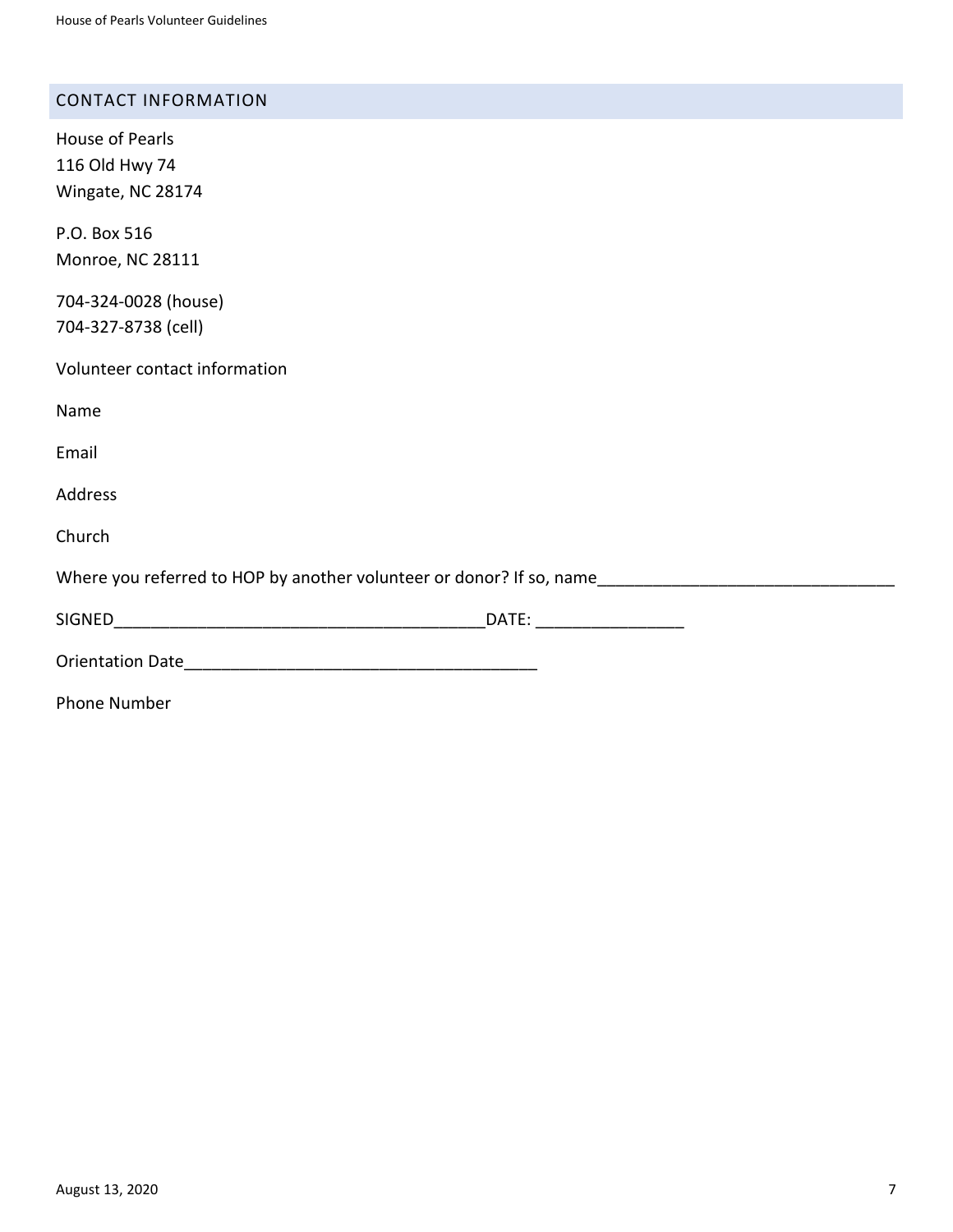## CONTACT INFORMATION

House of Pearls
116 Old Hwy 74
Wingate, NC 28174

P.O. Box 516
Monroe, NC 28111

704-324-0028 (house)
704-327-8738 (cell)

Volunteer contact information

Name

Email

Address

Church

Where you referred to HOP by another volunteer or donor? If so, name________________________________

SIGNED________________________________________DATE: ________________

Orientation Date______________________________________

Phone Number